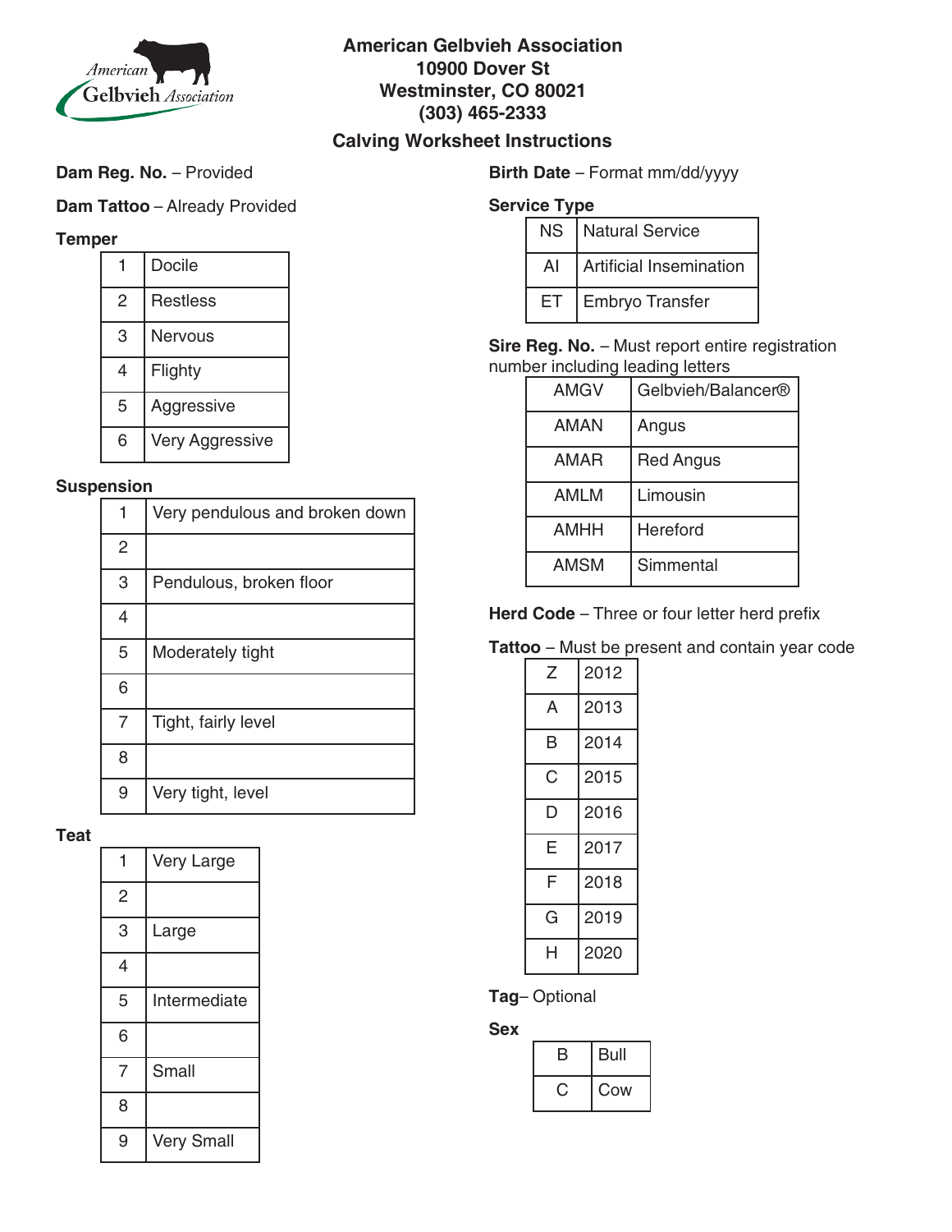# American Gelbvieh Association

**10900 Dover St**
**Westminster, CO 80021**
**(303) 465-2333**

## Calving Worksheet Instructions

**Dam Reg. No.** – Provided

**Dam Tattoo** – Already Provided

**Temper**

| | |
|---|---|
| 1 | Docile |
| 2 | Restless |
| 3 | Nervous |
| 4 | Flighty |
| 5 | Aggressive |
| 6 | Very Aggressive |

**Suspension**

| | |
|---|---|
| 1 | Very pendulous and broken down |
| 2 | |
| 3 | Pendulous, broken floor |
| 4 | |
| 5 | Moderately tight |
| 6 | |
| 7 | Tight, fairly level |
| 8 | |
| 9 | Very tight, level |

**Teat**

| | |
|---|---|
| 1 | Very Large |
| 2 | |
| 3 | Large |
| 4 | |
| 5 | Intermediate |
| 6 | |
| 7 | Small |
| 8 | |
| 9 | Very Small |

**Birth Date** – Format mm/dd/yyyy

**Service Type**

| | |
|---|---|
| NS | Natural Service |
| AI | Artificial Insemination |
| ET | Embryo Transfer |

**Sire Reg. No.** – Must report entire registration number including leading letters

| | |
|---|---|
| AMGV | Gelbvieh/Balancer® |
| AMAN | Angus |
| AMAR | Red Angus |
| AMLM | Limousin |
| AMHH | Hereford |
| AMSM | Simmental |

**Herd Code** – Three or four letter herd prefix

**Tattoo** – Must be present and contain year code

| | |
|---|---|
| Z | 2012 |
| A | 2013 |
| B | 2014 |
| C | 2015 |
| D | 2016 |
| E | 2017 |
| F | 2018 |
| G | 2019 |
| H | 2020 |

**Tag**– Optional

**Sex**

| | |
|---|---|
| B | Bull |
| C | Cow |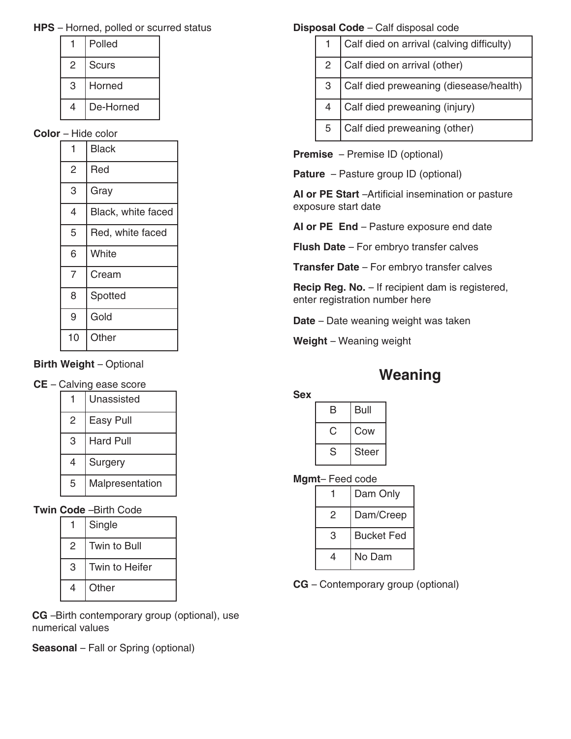**HPS** – Horned, polled or scurred status

| | |
|---|---|
| 1 | Polled |
| 2 | Scurs |
| 3 | Horned |
| 4 | De-Horned |

**Color** – Hide color

| | |
|---|---|
| 1 | Black |
| 2 | Red |
| 3 | Gray |
| 4 | Black, white faced |
| 5 | Red, white faced |
| 6 | White |
| 7 | Cream |
| 8 | Spotted |
| 9 | Gold |
| 10 | Other |

**Birth Weight** – Optional

**CE** – Calving ease score

| | |
|---|---|
| 1 | Unassisted |
| 2 | Easy Pull |
| 3 | Hard Pull |
| 4 | Surgery |
| 5 | Malpresentation |

**Twin Code** –Birth Code

| | |
|---|---|
| 1 | Single |
| 2 | Twin to Bull |
| 3 | Twin to Heifer |
| 4 | Other |

**CG** –Birth contemporary group (optional), use numerical values

**Seasonal** – Fall or Spring (optional)

**Disposal Code** – Calf disposal code

| | |
|---|---|
| 1 | Calf died on arrival (calving difficulty) |
| 2 | Calf died on arrival (other) |
| 3 | Calf died preweaning (diesease/health) |
| 4 | Calf died preweaning (injury) |
| 5 | Calf died preweaning (other) |

**Premise** – Premise ID (optional)

**Pature** – Pasture group ID (optional)

**AI or PE Start** –Artificial insemination or pasture exposure start date

**AI or PE End** – Pasture exposure end date

**Flush Date** – For embryo transfer calves

**Transfer Date** – For embryo transfer calves

**Recip Reg. No.** – If recipient dam is registered, enter registration number here

**Date** – Date weaning weight was taken

**Weight** – Weaning weight

## Weaning

**Sex**

| | |
|---|---|
| B | Bull |
| C | Cow |
| S | Steer |

**Mgmt**– Feed code

| | |
|---|---|
| 1 | Dam Only |
| 2 | Dam/Creep |
| 3 | Bucket Fed |
| 4 | No Dam |

**CG** – Contemporary group (optional)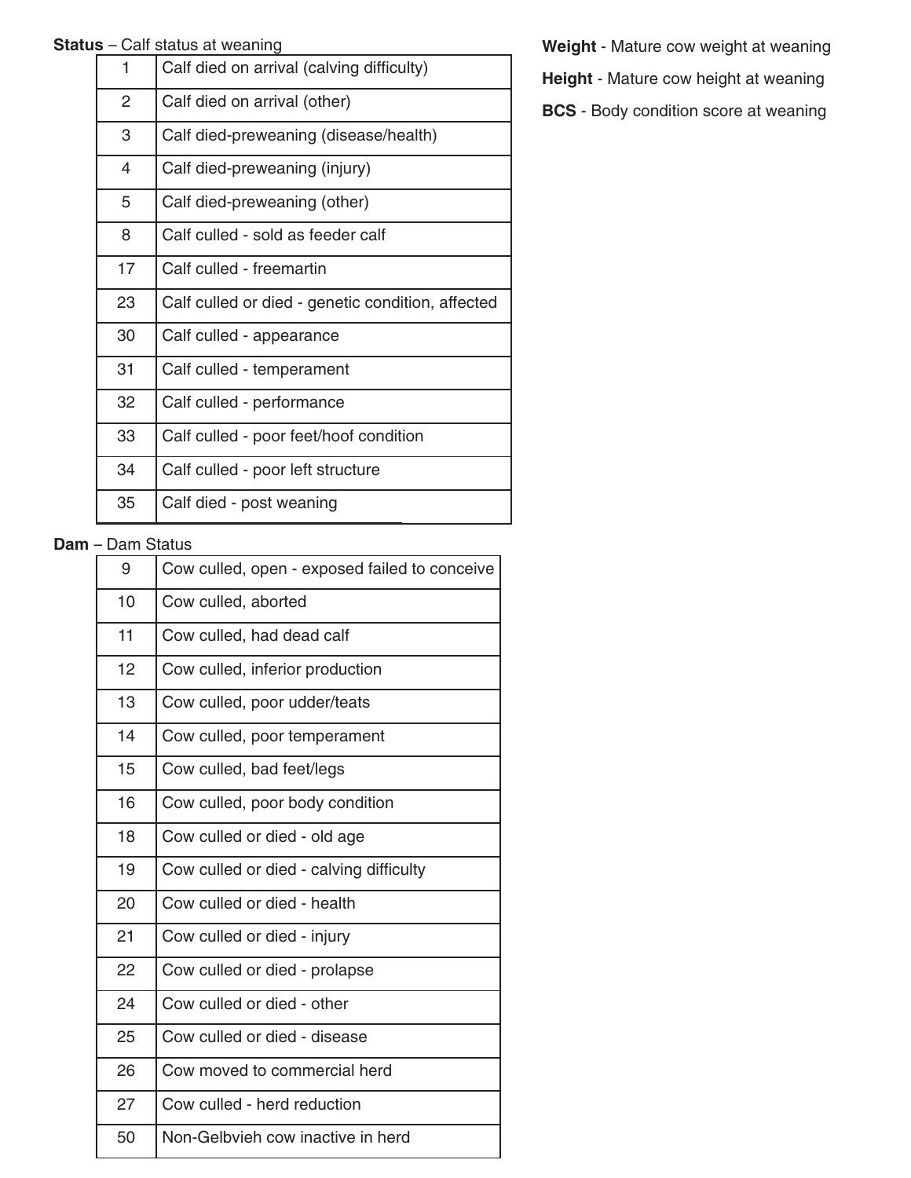**Status** – Calf status at weaning

| | |
|---|---|
| 1 | Calf died on arrival (calving difficulty) |
| 2 | Calf died on arrival (other) |
| 3 | Calf died-preweaning (disease/health) |
| 4 | Calf died-preweaning (injury) |
| 5 | Calf died-preweaning (other) |
| 8 | Calf culled - sold as feeder calf |
| 17 | Calf culled - freemartin |
| 23 | Calf culled or died - genetic condition, affected |
| 30 | Calf culled - appearance |
| 31 | Calf culled - temperament |
| 32 | Calf culled - performance |
| 33 | Calf culled - poor feet/hoof condition |
| 34 | Calf culled - poor left structure |
| 35 | Calf died - post weaning |

**Dam** – Dam Status

| | |
|---|---|
| 9 | Cow culled, open - exposed failed to conceive |
| 10 | Cow culled, aborted |
| 11 | Cow culled, had dead calf |
| 12 | Cow culled, inferior production |
| 13 | Cow culled, poor udder/teats |
| 14 | Cow culled, poor temperament |
| 15 | Cow culled, bad feet/legs |
| 16 | Cow culled, poor body condition |
| 18 | Cow culled or died - old age |
| 19 | Cow culled or died - calving difficulty |
| 20 | Cow culled or died - health |
| 21 | Cow culled or died - injury |
| 22 | Cow culled or died - prolapse |
| 24 | Cow culled or died - other |
| 25 | Cow culled or died - disease |
| 26 | Cow moved to commercial herd |
| 27 | Cow culled - herd reduction |
| 50 | Non-Gelbvieh cow inactive in herd |

**Weight** - Mature cow weight at weaning

**Height** - Mature cow height at weaning

**BCS** - Body condition score at weaning